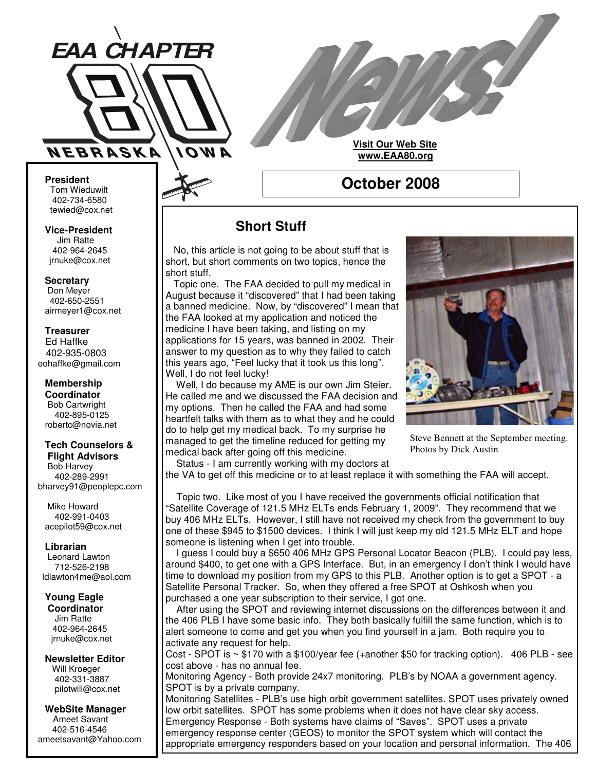# EAA CHAPTER 80 NEBRASKA IOWA

# News!

**Visit Our Web Site**
**www.EAA80.org**

## October 2008

**President**
Tom Wieduwilt
402-734-6580
tewied@cox.net

**Vice-President**
Jim Ratte
402-964-2645
jrnuke@cox.net

**Secretary**
Don Meyer
402-650-2551
airmeyer1@cox.net

**Treasurer**
Ed Haffke
402-935-0803
eohaffke@gmail.com

**Membership Coordinator**
Bob Cartwright
402-895-0125
robertc@novia.net

**Tech Counselors & Flight Advisors**
Bob Harvey
402-289-2991
bharvey91@peoplepc.com

Mike Howard
402-991-0403
acepilot59@cox.net

**Librarian**
Leonard Lawton
712-526-2198
ldlawton4me@aol.com

**Young Eagle Coordinator**
Jim Ratte
402-964-2645
jrnuke@cox.net

**Newsletter Editor**
Will Kroeger
402-331-3887
pilotwill@cox.net

**WebSite Manager**
Ameet Savant
402-516-4546
ameetsavant@Yahoo.com

### Short Stuff

No, this article is not going to be about stuff that is short, but short comments on two topics, hence the short stuff.

Topic one. The FAA decided to pull my medical in August because it "discovered" that I had been taking a banned medicine. Now, by "discovered" I mean that the FAA looked at my application and noticed the medicine I have been taking, and listing on my applications for 15 years, was banned in 2002. Their answer to my question as to why they failed to catch this years ago, "Feel lucky that it took us this long". Well, I do not feel lucky!

Well, I do because my AME is our own Jim Steier. He called me and we discussed the FAA decision and my options. Then he called the FAA and had some heartfelt talks with them as to what they and he could do to help get my medical back. To my surprise he managed to get the timeline reduced for getting my medical back after going off this medicine.

Steve Bennett at the September meeting. Photos by Dick Austin

Status - I am currently working with my doctors at the VA to get off this medicine or to at least replace it with something the FAA will accept.

Topic two. Like most of you I have received the governments official notification that "Satellite Coverage of 121.5 MHz ELTs ends February 1, 2009". They recommend that we buy 406 MHz ELTs. However, I still have not received my check from the government to buy one of these $945 to $1500 devices. I think I will just keep my old 121.5 MHz ELT and hope someone is listening when I get into trouble.

I guess I could buy a $650 406 MHz GPS Personal Locator Beacon (PLB). I could pay less, around $400, to get one with a GPS Interface. But, in an emergency I don't think I would have time to download my position from my GPS to this PLB. Another option is to get a SPOT - a Satellite Personal Tracker. So, when they offered a free SPOT at Oshkosh when you purchased a one year subscription to their service, I got one.

After using the SPOT and reviewing internet discussions on the differences between it and the 406 PLB I have some basic info. They both basically fulfill the same function, which is to alert someone to come and get you when you find yourself in a jam. Both require you to activate any request for help.

Cost - SPOT is ~ $170 with a $100/year fee (+another $50 for tracking option). 406 PLB - see cost above - has no annual fee.

Monitoring Agency - Both provide 24x7 monitoring. PLB's by NOAA a government agency. SPOT is by a private company.

Monitoring Satellites - PLB's use high orbit government satellites. SPOT uses privately owned low orbit satellites. SPOT has some problems when it does not have clear sky access.

Emergency Response - Both systems have claims of "Saves". SPOT uses a private emergency response center (GEOS) to monitor the SPOT system which will contact the appropriate emergency responders based on your location and personal information. The 406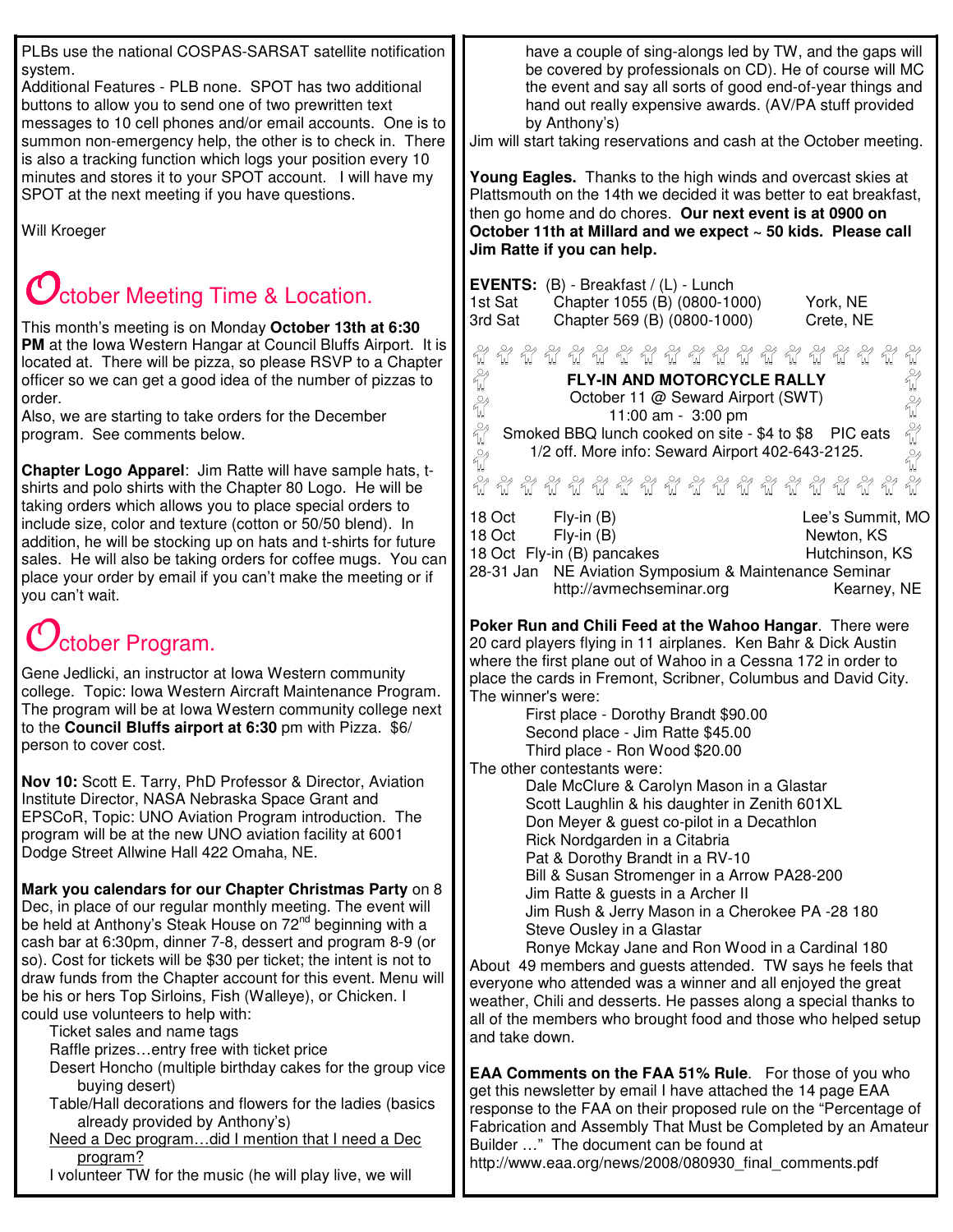PLBs use the national COSPAS-SARSAT satellite notification system.

Additional Features - PLB none. SPOT has two additional buttons to allow you to send one of two prewritten text messages to 10 cell phones and/or email accounts. One is to summon non-emergency help, the other is to check in. There is also a tracking function which logs your position every 10 minutes and stores it to your SPOT account. I will have my SPOT at the next meeting if you have questions.

Will Kroeger

## October Meeting Time & Location.

This month's meeting is on Monday **October 13th at 6:30 PM** at the Iowa Western Hangar at Council Bluffs Airport. It is located at. There will be pizza, so please RSVP to a Chapter officer so we can get a good idea of the number of pizzas to order.

Also, we are starting to take orders for the December program. See comments below.

**Chapter Logo Apparel**: Jim Ratte will have sample hats, t-shirts and polo shirts with the Chapter 80 Logo. He will be taking orders which allows you to place special orders to include size, color and texture (cotton or 50/50 blend). In addition, he will be stocking up on hats and t-shirts for future sales. He will also be taking orders for coffee mugs. You can place your order by email if you can't make the meeting or if you can't wait.

## October Program.

Gene Jedlicki, an instructor at Iowa Western community college. Topic: Iowa Western Aircraft Maintenance Program. The program will be at Iowa Western community college next to the **Council Bluffs airport at 6:30** pm with Pizza. $6/ person to cover cost.

**Nov 10:** Scott E. Tarry, PhD Professor & Director, Aviation Institute Director, NASA Nebraska Space Grant and EPSCoR, Topic: UNO Aviation Program introduction. The program will be at the new UNO aviation facility at 6001 Dodge Street Allwine Hall 422 Omaha, NE.

**Mark you calendars for our Chapter Christmas Party** on 8 Dec, in place of our regular monthly meeting. The event will be held at Anthony's Steak House on 72nd beginning with a cash bar at 6:30pm, dinner 7-8, dessert and program 8-9 (or so). Cost for tickets will be $30 per ticket; the intent is not to draw funds from the Chapter account for this event. Menu will be his or hers Top Sirloins, Fish (Walleye), or Chicken. I could use volunteers to help with:

- Ticket sales and name tags
- Raffle prizes…entry free with ticket price
- Desert Honcho (multiple birthday cakes for the group vice buying desert)
- Table/Hall decorations and flowers for the ladies (basics already provided by Anthony's)
- <u>Need a Dec program…did I mention that I need a Dec program?</u>
- I volunteer TW for the music (he will play live, we will have a couple of sing-alongs led by TW, and the gaps will be covered by professionals on CD). He of course will MC the event and say all sorts of good end-of-year things and hand out really expensive awards. (AV/PA stuff provided by Anthony's)

Jim will start taking reservations and cash at the October meeting.

**Young Eagles.** Thanks to the high winds and overcast skies at Plattsmouth on the 14th we decided it was better to eat breakfast, then go home and do chores. **Our next event is at 0900 on October 11th at Millard and we expect ~ 50 kids. Please call Jim Ratte if you can help.**

**EVENTS:** (B) - Breakfast / (L) - Lunch

| | | |
|---|---|---|
| 1st Sat | Chapter 1055 (B) (0800-1000) | York, NE |
| 3rd Sat | Chapter 569 (B) (0800-1000) | Crete, NE |

**FLY-IN AND MOTORCYCLE RALLY**
October 11 @ Seward Airport (SWT)
11:00 am - 3:00 pm
Smoked BBQ lunch cooked on site - $4 to $8 PIC eats 1/2 off. More info: Seward Airport 402-643-2125.

| | | |
|---|---|---|
| 18 Oct | Fly-in (B) | Lee's Summit, MO |
| 18 Oct | Fly-in (B) | Newton, KS |
| 18 Oct | Fly-in (B) pancakes | Hutchinson, KS |
| 28-31 Jan | NE Aviation Symposium & Maintenance Seminar http://avmechseminar.org | Kearney, NE |

**Poker Run and Chili Feed at the Wahoo Hangar**. There were 20 card players flying in 11 airplanes. Ken Bahr & Dick Austin where the first plane out of Wahoo in a Cessna 172 in order to place the cards in Fremont, Scribner, Columbus and David City. The winner's were:

- First place - Dorothy Brandt $90.00
- Second place - Jim Ratte $45.00
- Third place - Ron Wood $20.00

The other contestants were:

- Dale McClure & Carolyn Mason in a Glastar
- Scott Laughlin & his daughter in Zenith 601XL
- Don Meyer & guest co-pilot in a Decathlon
- Rick Nordgarden in a Citabria
- Pat & Dorothy Brandt in a RV-10
- Bill & Susan Stromenger in a Arrow PA28-200
- Jim Ratte & guests in a Archer II
- Jim Rush & Jerry Mason in a Cherokee PA -28 180
- Steve Ousley in a Glastar
- Ronye Mckay Jane and Ron Wood in a Cardinal 180

About 49 members and guests attended. TW says he feels that everyone who attended was a winner and all enjoyed the great weather, Chili and desserts. He passes along a special thanks to all of the members who brought food and those who helped setup and take down.

**EAA Comments on the FAA 51% Rule**. For those of you who get this newsletter by email I have attached the 14 page EAA response to the FAA on their proposed rule on the "Percentage of Fabrication and Assembly That Must be Completed by an Amateur Builder …" The document can be found at http://www.eaa.org/news/2008/080930_final_comments.pdf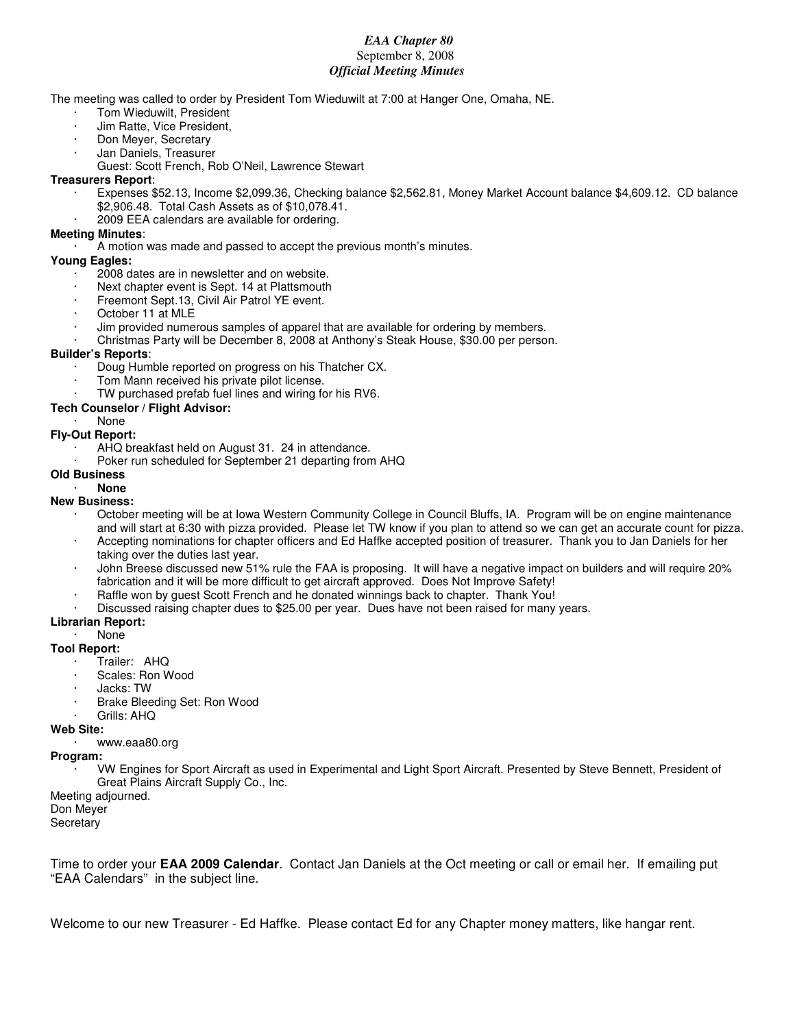***EAA Chapter 80***
September 8, 2008
***Official Meeting Minutes***

The meeting was called to order by President Tom Wieduwilt at 7:00 at Hanger One, Omaha, NE.

- Tom Wieduwilt, President
- Jim Ratte, Vice President,
- Don Meyer, Secretary
- Jan Daniels, Treasurer

  Guest: Scott French, Rob O'Neil, Lawrence Stewart

**Treasurers Report**:

- Expenses $52.13, Income $2,099.36, Checking balance $2,562.81, Money Market Account balance $4,609.12. CD balance $2,906.48. Total Cash Assets as of $10,078.41.
- 2009 EEA calendars are available for ordering.

**Meeting Minutes**:

- A motion was made and passed to accept the previous month's minutes.

**Young Eagles:**

- 2008 dates are in newsletter and on website.
- Next chapter event is Sept. 14 at Plattsmouth
- Freemont Sept.13, Civil Air Patrol YE event.
- October 11 at MLE
- Jim provided numerous samples of apparel that are available for ordering by members.
- Christmas Party will be December 8, 2008 at Anthony's Steak House, $30.00 per person.

**Builder's Reports**:

- Doug Humble reported on progress on his Thatcher CX.
- Tom Mann received his private pilot license.
- TW purchased prefab fuel lines and wiring for his RV6.

**Tech Counselor / Flight Advisor:**

- None

**Fly-Out Report:**

- AHQ breakfast held on August 31. 24 in attendance.
- Poker run scheduled for September 21 departing from AHQ

**Old Business**

- **None**

**New Business:**

- October meeting will be at Iowa Western Community College in Council Bluffs, IA. Program will be on engine maintenance and will start at 6:30 with pizza provided. Please let TW know if you plan to attend so we can get an accurate count for pizza.
- Accepting nominations for chapter officers and Ed Haffke accepted position of treasurer. Thank you to Jan Daniels for her taking over the duties last year.
- John Breese discussed new 51% rule the FAA is proposing. It will have a negative impact on builders and will require 20% fabrication and it will be more difficult to get aircraft approved. Does Not Improve Safety!
- Raffle won by guest Scott French and he donated winnings back to chapter. Thank You!
- Discussed raising chapter dues to $25.00 per year. Dues have not been raised for many years.

**Librarian Report:**

- None

**Tool Report:**

- Trailer: AHQ
- Scales: Ron Wood
- Jacks: TW
- Brake Bleeding Set: Ron Wood
- Grills: AHQ

**Web Site:**

- www.eaa80.org

**Program:**

- VW Engines for Sport Aircraft as used in Experimental and Light Sport Aircraft. Presented by Steve Bennett, President of Great Plains Aircraft Supply Co., Inc.

Meeting adjourned.
Don Meyer
Secretary

Time to order your **EAA 2009 Calendar**. Contact Jan Daniels at the Oct meeting or call or email her. If emailing put "EAA Calendars" in the subject line.

Welcome to our new Treasurer - Ed Haffke. Please contact Ed for any Chapter money matters, like hangar rent.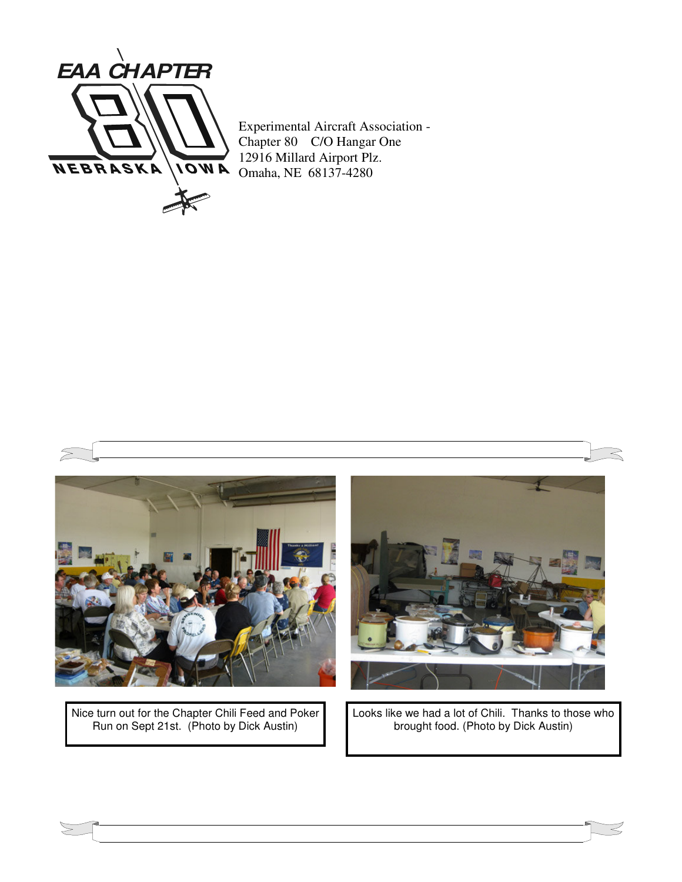Experimental Aircraft Association -
Chapter 80 C/O Hangar One
12916 Millard Airport Plz.
Omaha, NE 68137-4280

Nice turn out for the Chapter Chili Feed and Poker Run on Sept 21st. (Photo by Dick Austin)

Looks like we had a lot of Chili. Thanks to those who brought food. (Photo by Dick Austin)